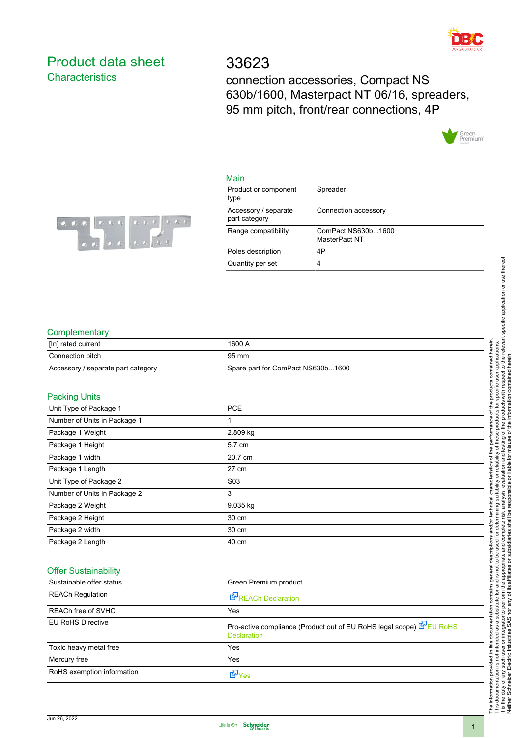# Product data sheet
## Characteristics

# 33623

connection accessories, Compact NS 630b/1600, Masterpact NT 06/16, spreaders, 95 mm pitch, front/rear connections, 4P

## Main

| | |
|---|---|
| Product or component type | Spreader |
| Accessory / separate part category | Connection accessory |
| Range compatibility | ComPact NS630b...1600 MasterPact NT |
| Poles description | 4P |
| Quantity per set | 4 |

## Complementary

| | |
|---|---|
| [In] rated current | 1600 A |
| Connection pitch | 95 mm |
| Accessory / separate part category | Spare part for ComPact NS630b...1600 |

## Packing Units

| | |
|---|---|
| Unit Type of Package 1 | PCE |
| Number of Units in Package 1 | 1 |
| Package 1 Weight | 2.809 kg |
| Package 1 Height | 5.7 cm |
| Package 1 width | 20.7 cm |
| Package 1 Length | 27 cm |
| Unit Type of Package 2 | S03 |
| Number of Units in Package 2 | 3 |
| Package 2 Weight | 9.035 kg |
| Package 2 Height | 30 cm |
| Package 2 width | 30 cm |
| Package 2 Length | 40 cm |

## Offer Sustainability

| | |
|---|---|
| Sustainable offer status | Green Premium product |
| REACh Regulation | REACh Declaration |
| REACh free of SVHC | Yes |
| EU RoHS Directive | Pro-active compliance (Product out of EU RoHS legal scope) EU RoHS Declaration |
| Toxic heavy metal free | Yes |
| Mercury free | Yes |
| RoHS exemption information | Yes |

The information provided in this documentation contains general descriptions and/or technical characteristics of the performance of the products contained herein. This documentation is not intended as a substitute for and is not to be used for determining suitability or reliability of these products for specific user applications. It is the duty of any such user or integrator to perform the appropriate and complete risk analysis, evaluation and testing of the products with respect to the relevant specific application or use thereof. Neither Schneider Electric Industries SAS nor any of its affiliates or subsidiaries shall be responsible or liable for misuse of the information contained herein.

Jun 26, 2022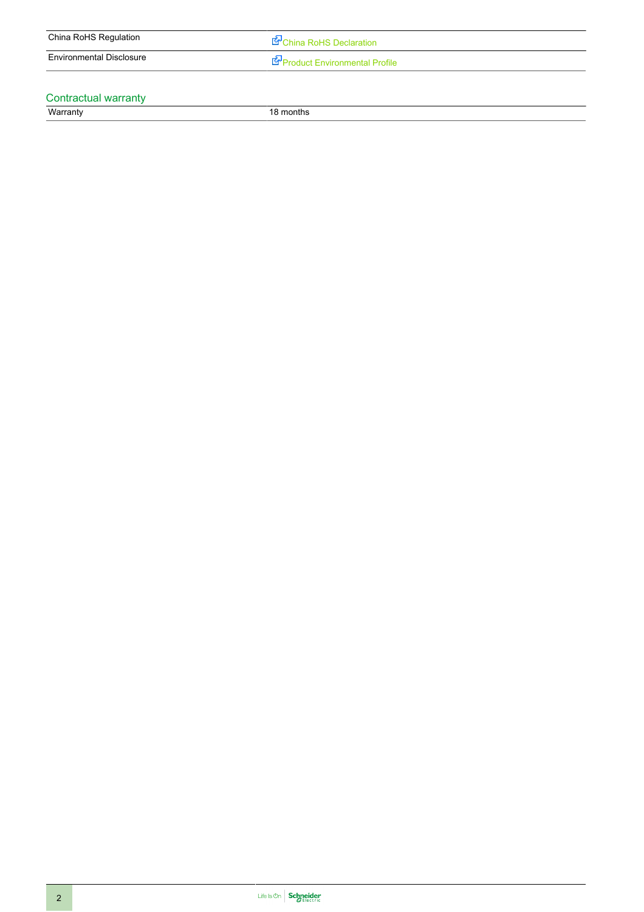| | |
|---|---|
| China RoHS Regulation | China RoHS Declaration |
| Environmental Disclosure | Product Environmental Profile |

## Contractual warranty

| | |
|---|---|
| Warranty | 18 months |